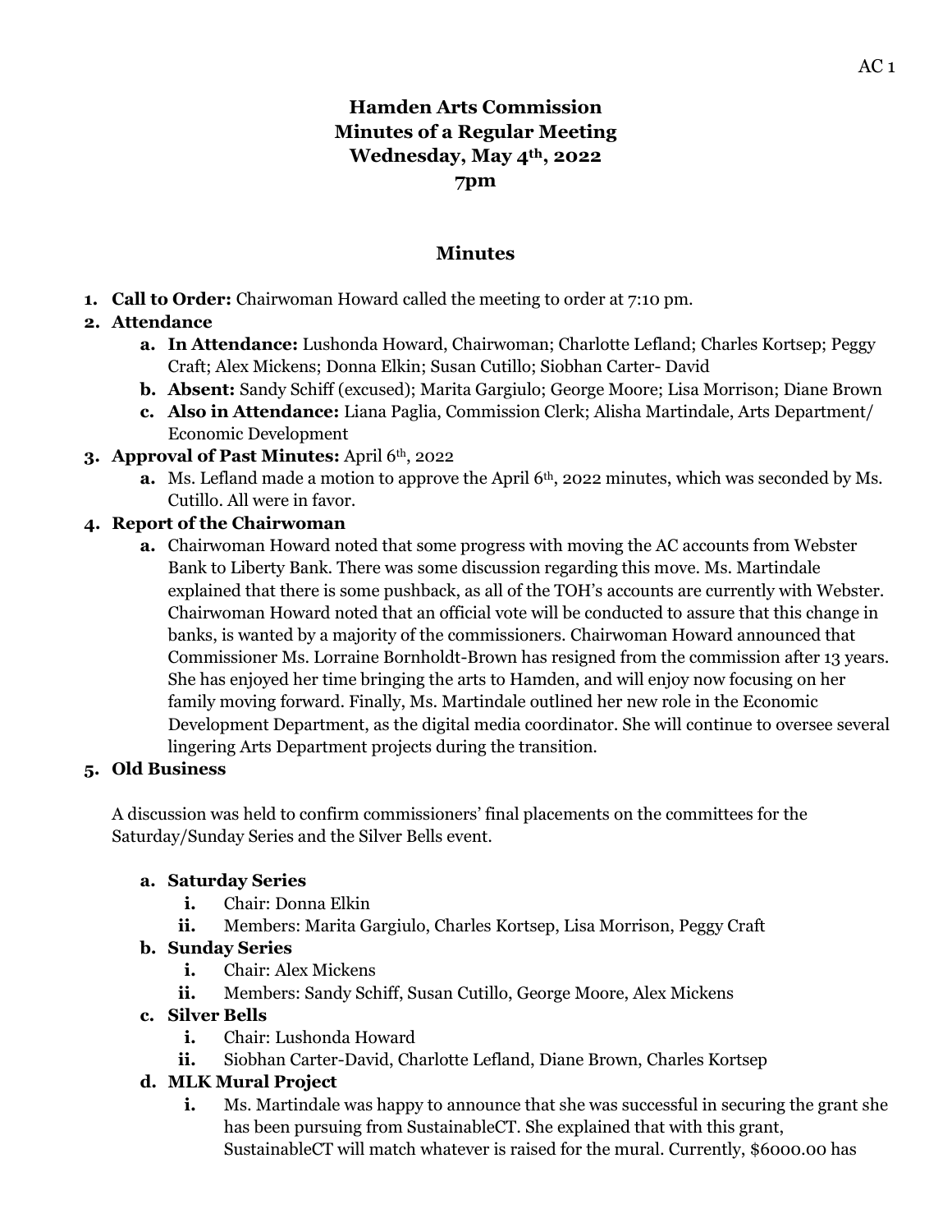# Hamden Arts Commission
## Minutes of a Regular Meeting
## Wednesday, May 4th, 2022
## 7pm

## Minutes

1. **Call to Order:** Chairwoman Howard called the meeting to order at 7:10 pm.
2. **Attendance**
   a. **In Attendance:** Lushonda Howard, Chairwoman; Charlotte Lefland; Charles Kortsep; Peggy Craft; Alex Mickens; Donna Elkin; Susan Cutillo; Siobhan Carter- David
   b. **Absent:** Sandy Schiff (excused); Marita Gargiulo; George Moore; Lisa Morrison; Diane Brown
   c. **Also in Attendance:** Liana Paglia, Commission Clerk; Alisha Martindale, Arts Department/ Economic Development
3. **Approval of Past Minutes:** April 6th, 2022
   a. Ms. Lefland made a motion to approve the April 6th, 2022 minutes, which was seconded by Ms. Cutillo. All were in favor.
4. **Report of the Chairwoman**
   a. Chairwoman Howard noted that some progress with moving the AC accounts from Webster Bank to Liberty Bank. There was some discussion regarding this move. Ms. Martindale explained that there is some pushback, as all of the TOH's accounts are currently with Webster. Chairwoman Howard noted that an official vote will be conducted to assure that this change in banks, is wanted by a majority of the commissioners. Chairwoman Howard announced that Commissioner Ms. Lorraine Bornholdt-Brown has resigned from the commission after 13 years. She has enjoyed her time bringing the arts to Hamden, and will enjoy now focusing on her family moving forward. Finally, Ms. Martindale outlined her new role in the Economic Development Department, as the digital media coordinator. She will continue to oversee several lingering Arts Department projects during the transition.
5. **Old Business**

   A discussion was held to confirm commissioners' final placements on the committees for the Saturday/Sunday Series and the Silver Bells event.

   a. **Saturday Series**
      i. Chair: Donna Elkin
      ii. Members: Marita Gargiulo, Charles Kortsep, Lisa Morrison, Peggy Craft
   b. **Sunday Series**
      i. Chair: Alex Mickens
      ii. Members: Sandy Schiff, Susan Cutillo, George Moore, Alex Mickens
   c. **Silver Bells**
      i. Chair: Lushonda Howard
      ii. Siobhan Carter-David, Charlotte Lefland, Diane Brown, Charles Kortsep
   d. **MLK Mural Project**
      i. Ms. Martindale was happy to announce that she was successful in securing the grant she has been pursuing from SustainableCT. She explained that with this grant, SustainableCT will match whatever is raised for the mural. Currently, $6000.00 has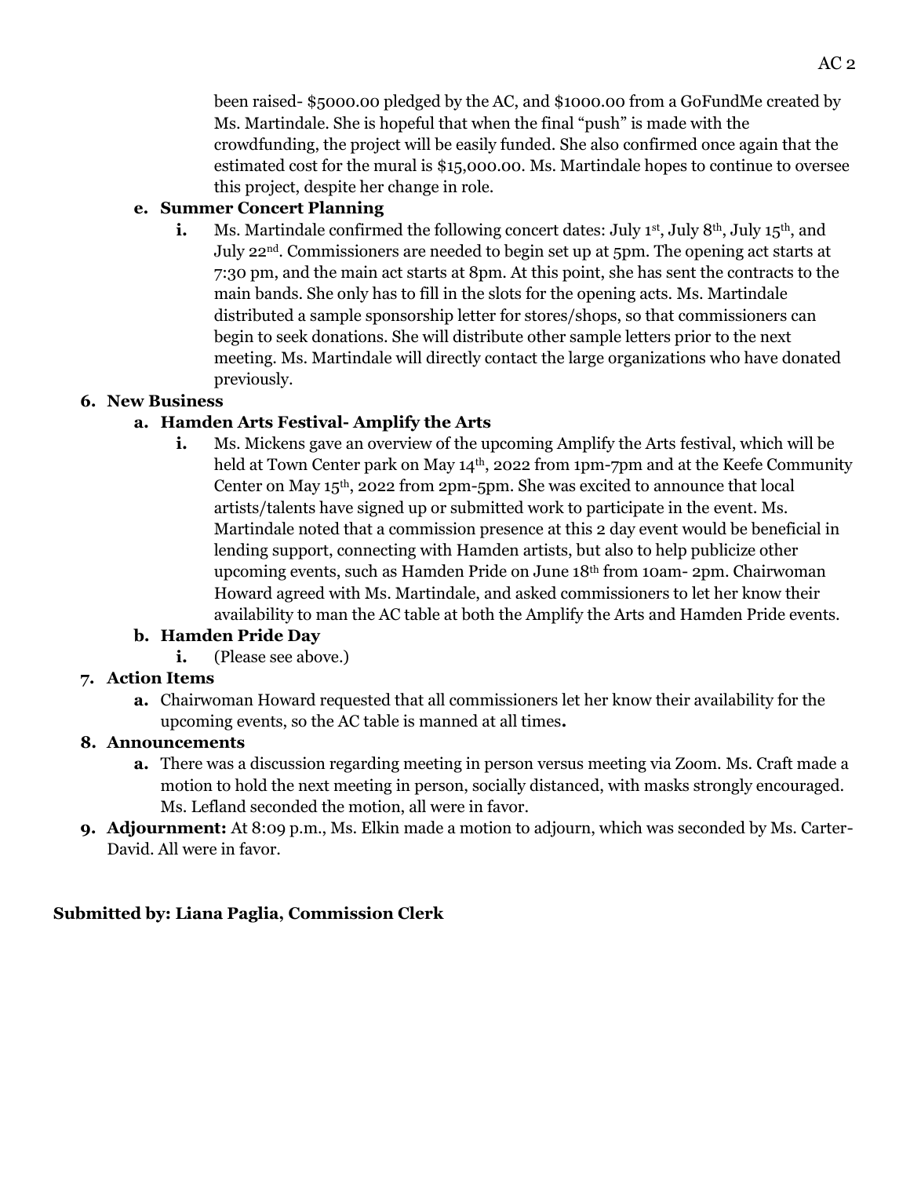been raised- $5000.00 pledged by the AC, and $1000.00 from a GoFundMe created by Ms. Martindale. She is hopeful that when the final "push" is made with the crowdfunding, the project will be easily funded. She also confirmed once again that the estimated cost for the mural is $15,000.00. Ms. Martindale hopes to continue to oversee this project, despite her change in role.

- **e. Summer Concert Planning**
  - **i.** Ms. Martindale confirmed the following concert dates: July 1st, July 8th, July 15th, and July 22nd. Commissioners are needed to begin set up at 5pm. The opening act starts at 7:30 pm, and the main act starts at 8pm. At this point, she has sent the contracts to the main bands. She only has to fill in the slots for the opening acts. Ms. Martindale distributed a sample sponsorship letter for stores/shops, so that commissioners can begin to seek donations. She will distribute other sample letters prior to the next meeting. Ms. Martindale will directly contact the large organizations who have donated previously.

**6. New Business**

- **a. Hamden Arts Festival- Amplify the Arts**
  - **i.** Ms. Mickens gave an overview of the upcoming Amplify the Arts festival, which will be held at Town Center park on May 14th, 2022 from 1pm-7pm and at the Keefe Community Center on May 15th, 2022 from 2pm-5pm. She was excited to announce that local artists/talents have signed up or submitted work to participate in the event. Ms. Martindale noted that a commission presence at this 2 day event would be beneficial in lending support, connecting with Hamden artists, but also to help publicize other upcoming events, such as Hamden Pride on June 18th from 10am- 2pm. Chairwoman Howard agreed with Ms. Martindale, and asked commissioners to let her know their availability to man the AC table at both the Amplify the Arts and Hamden Pride events.
- **b. Hamden Pride Day**
  - **i.** (Please see above.)

**7. Action Items**

- **a.** Chairwoman Howard requested that all commissioners let her know their availability for the upcoming events, so the AC table is manned at all times.

**8. Announcements**

- **a.** There was a discussion regarding meeting in person versus meeting via Zoom. Ms. Craft made a motion to hold the next meeting in person, socially distanced, with masks strongly encouraged. Ms. Lefland seconded the motion, all were in favor.

**9. Adjournment:** At 8:09 p.m., Ms. Elkin made a motion to adjourn, which was seconded by Ms. Carter-David. All were in favor.

**Submitted by: Liana Paglia, Commission Clerk**